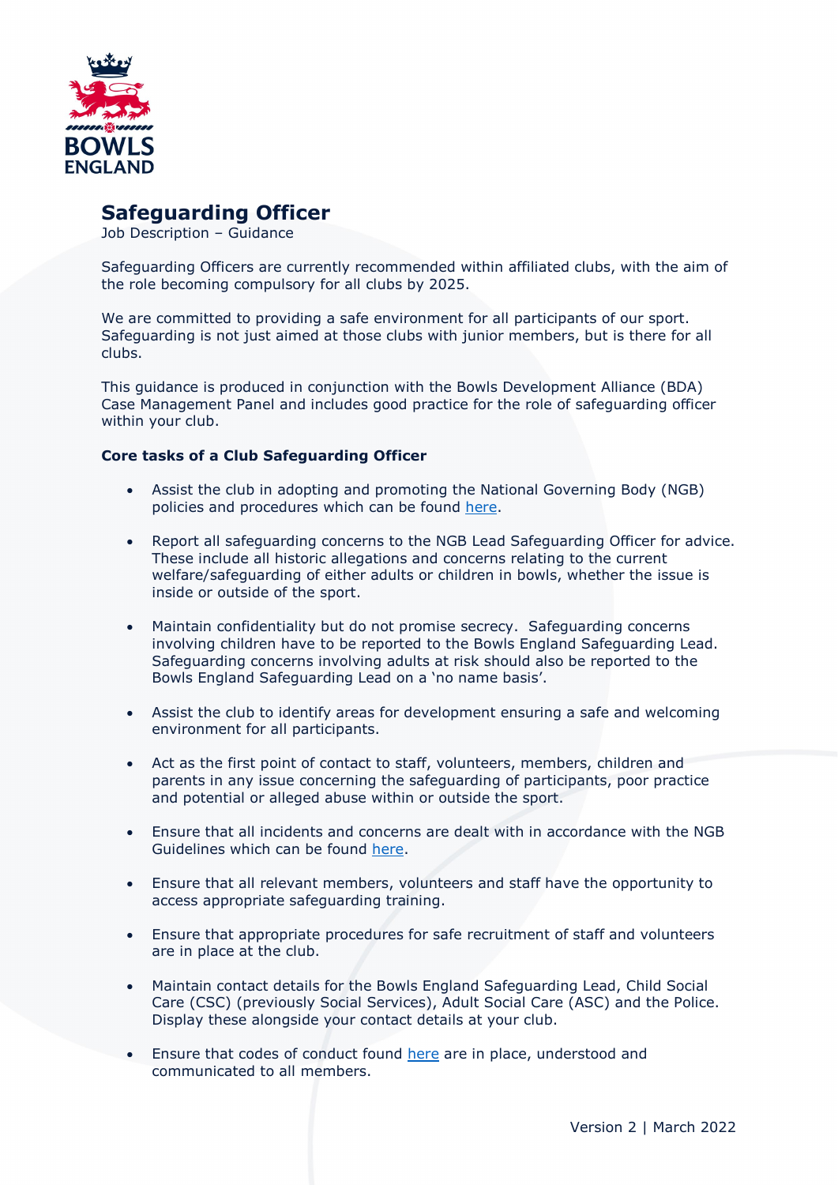# Safeguarding Officer

Job Description – Guidance

Safeguarding Officers are currently recommended within affiliated clubs, with the aim of the role becoming compulsory for all clubs by 2025.

We are committed to providing a safe environment for all participants of our sport. Safeguarding is not just aimed at those clubs with junior members, but is there for all clubs.

This guidance is produced in conjunction with the Bowls Development Alliance (BDA) Case Management Panel and includes good practice for the role of safeguarding officer within your club.

**Core tasks of a Club Safeguarding Officer**

- Assist the club in adopting and promoting the National Governing Body (NGB) policies and procedures which can be found here.
- Report all safeguarding concerns to the NGB Lead Safeguarding Officer for advice. These include all historic allegations and concerns relating to the current welfare/safeguarding of either adults or children in bowls, whether the issue is inside or outside of the sport.
- Maintain confidentiality but do not promise secrecy. Safeguarding concerns involving children have to be reported to the Bowls England Safeguarding Lead. Safeguarding concerns involving adults at risk should also be reported to the Bowls England Safeguarding Lead on a 'no name basis'.
- Assist the club to identify areas for development ensuring a safe and welcoming environment for all participants.
- Act as the first point of contact to staff, volunteers, members, children and parents in any issue concerning the safeguarding of participants, poor practice and potential or alleged abuse within or outside the sport.
- Ensure that all incidents and concerns are dealt with in accordance with the NGB Guidelines which can be found here.
- Ensure that all relevant members, volunteers and staff have the opportunity to access appropriate safeguarding training.
- Ensure that appropriate procedures for safe recruitment of staff and volunteers are in place at the club.
- Maintain contact details for the Bowls England Safeguarding Lead, Child Social Care (CSC) (previously Social Services), Adult Social Care (ASC) and the Police. Display these alongside your contact details at your club.
- Ensure that codes of conduct found here are in place, understood and communicated to all members.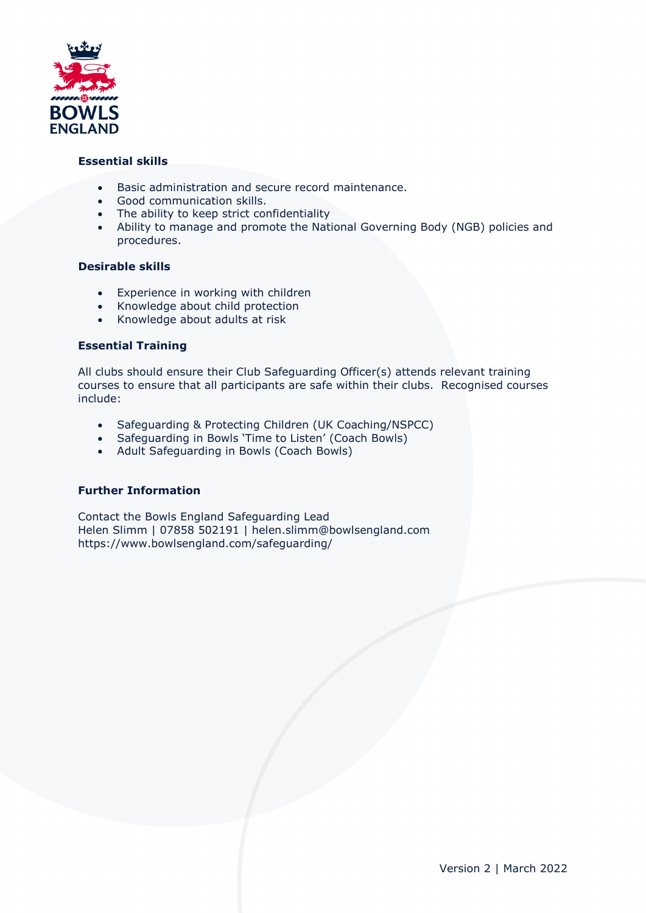**Essential skills**

- Basic administration and secure record maintenance.
- Good communication skills.
- The ability to keep strict confidentiality
- Ability to manage and promote the National Governing Body (NGB) policies and procedures.

**Desirable skills**

- Experience in working with children
- Knowledge about child protection
- Knowledge about adults at risk

**Essential Training**

All clubs should ensure their Club Safeguarding Officer(s) attends relevant training courses to ensure that all participants are safe within their clubs. Recognised courses include:

- Safeguarding & Protecting Children (UK Coaching/NSPCC)
- Safeguarding in Bowls 'Time to Listen' (Coach Bowls)
- Adult Safeguarding in Bowls (Coach Bowls)

**Further Information**

Contact the Bowls England Safeguarding Lead
Helen Slimm | 07858 502191 | helen.slimm@bowlsengland.com
https://www.bowlsengland.com/safeguarding/

Version 2 | March 2022